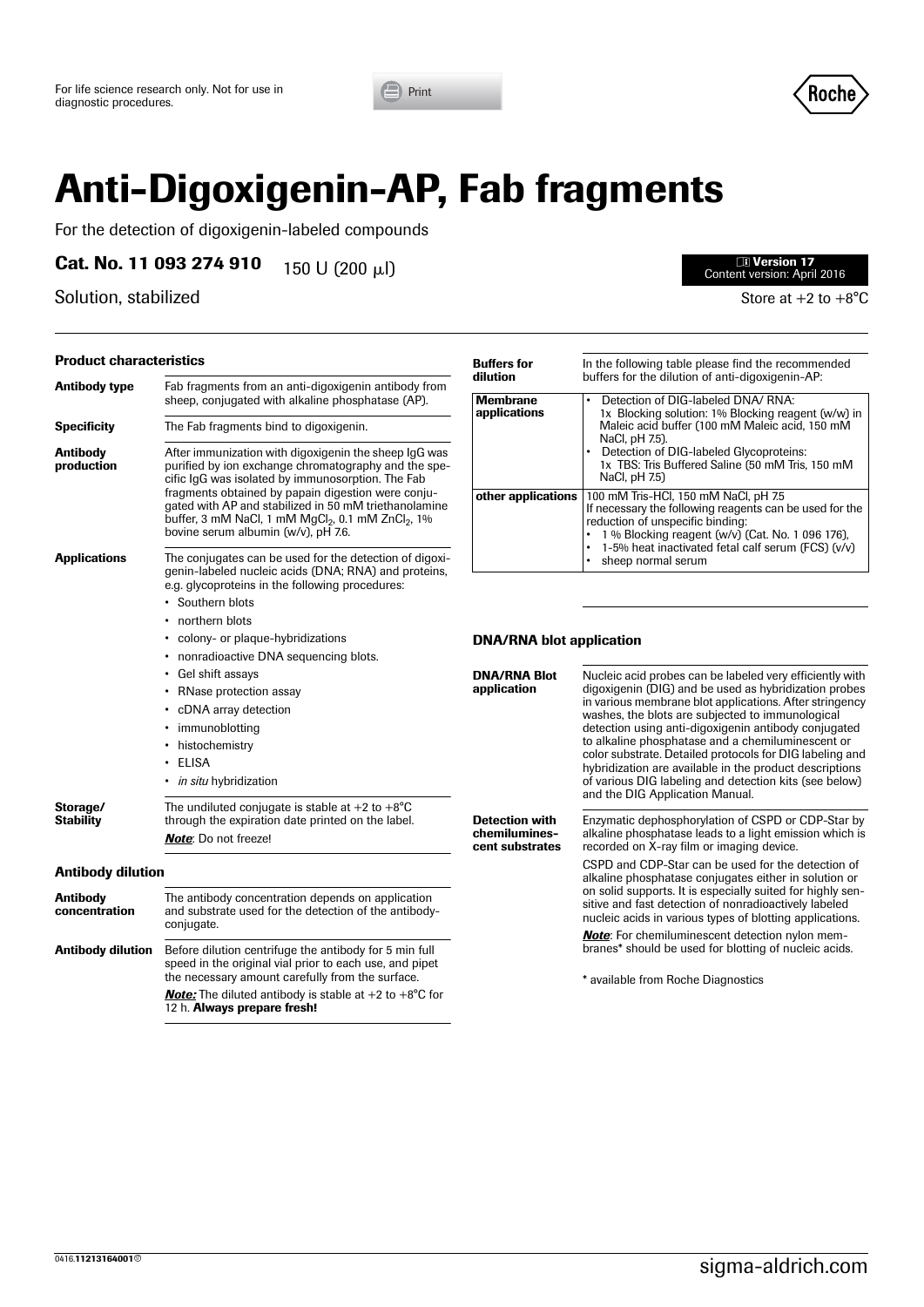For life science research only. Not for use in diagnostic procedures.

# Anti-Digoxigenin-AP, Fab fragments

For the detection of digoxigenin-labeled compounds

**Cat. No. 11 093 274 910** 150 U (200 µl)

**Version 17**
Content version: April 2016

Solution, stabilized

Store at +2 to +8°C

## Product characteristics

| | |
|---|---|
| **Antibody type** | Fab fragments from an anti-digoxigenin antibody from sheep, conjugated with alkaline phosphatase (AP). |
| **Specificity** | The Fab fragments bind to digoxigenin. |
| **Antibody production** | After immunization with digoxigenin the sheep IgG was purified by ion exchange chromatography and the specific IgG was isolated by immunosorption. The Fab fragments obtained by papain digestion were conjugated with AP and stabilized in 50 mM triethanolamine buffer, 3 mM NaCl, 1 mM $MgCl_2$, 0.1 mM $ZnCl_2$, 1% bovine serum albumin (w/v), pH 7.6. |
| **Applications** | The conjugates can be used for the detection of digoxigenin-labeled nucleic acids (DNA; RNA) and proteins, e.g. glycoproteins in the following procedures:<br>• Southern blots<br>• northern blots<br>• colony- or plaque-hybridizations<br>• nonradioactive DNA sequencing blots.<br>• Gel shift assays<br>• RNase protection assay<br>• cDNA array detection<br>• immunoblotting<br>• histochemistry<br>• ELISA<br>• *in situ* hybridization |
| **Storage/ Stability** | The undiluted conjugate is stable at +2 to +8°C through the expiration date printed on the label.<br>***Note***: Do not freeze! |

## Antibody dilution

| | |
|---|---|
| **Antibody concentration** | The antibody concentration depends on application and substrate used for the detection of the antibody-conjugate. |
| **Antibody dilution** | Before dilution centrifuge the antibody for 5 min full speed in the original vial prior to each use, and pipet the necessary amount carefully from the surface.<br>***Note:*** The diluted antibody is stable at +2 to +8°C for 12 h. **Always prepare fresh!** |

**Buffers for dilution** In the following table please find the recommended buffers for the dilution of anti-digoxigenin-AP:

| | |
|---|---|
| **Membrane applications** | • Detection of DIG-labeled DNA/ RNA: 1x Blocking solution: 1% Blocking reagent (w/w) in Maleic acid buffer (100 mM Maleic acid, 150 mM NaCl, pH 7.5).<br>• Detection of DIG-labeled Glycoproteins: 1x TBS: Tris Buffered Saline (50 mM Tris, 150 mM NaCl, pH 7.5) |
| **other applications** | 100 mM Tris-HCl, 150 mM NaCl, pH 7.5<br>If necessary the following reagents can be used for the reduction of unspecific binding:<br>• 1 % Blocking reagent (w/v) (Cat. No. 1 096 176),<br>• 1-5% heat inactivated fetal calf serum (FCS) (v/v)<br>• sheep normal serum |

## DNA/RNA blot application

| | |
|---|---|
| **DNA/RNA Blot application** | Nucleic acid probes can be labeled very efficiently with digoxigenin (DIG) and be used as hybridization probes in various membrane blot applications. After stringency washes, the blots are subjected to immunological detection using anti-digoxigenin antibody conjugated to alkaline phosphatase and a chemiluminescent or color substrate. Detailed protocols for DIG labeling and hybridization are available in the product descriptions of various DIG labeling and detection kits (see below) and the DIG Application Manual. |
| **Detection with chemiluminescent substrates** | Enzymatic dephosphorylation of CSPD or CDP-Star by alkaline phosphatase leads to a light emission which is recorded on X-ray film or imaging device.<br>CSPD and CDP-Star can be used for the detection of alkaline phosphatase conjugates either in solution or on solid supports. It is especially suited for highly sensitive and fast detection of nonradioactively labeled nucleic acids in various types of blotting applications.<br>***Note***: For chemiluminescent detection nylon membranes* should be used for blotting of nucleic acids. |

* available from Roche Diagnostics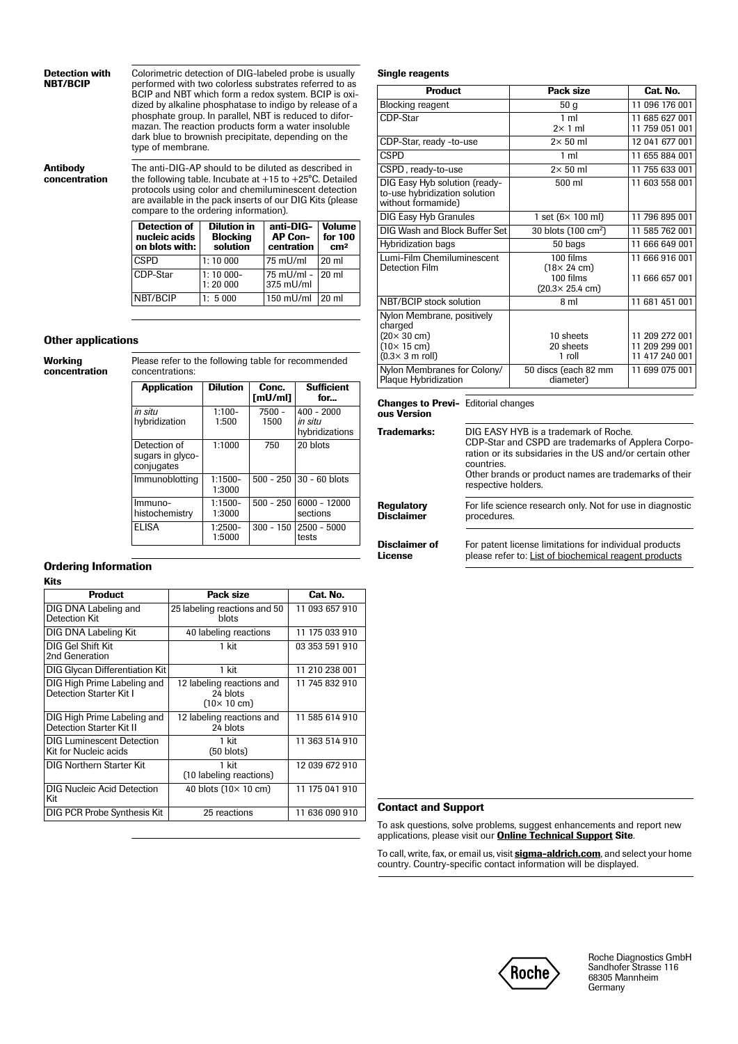**Detection with NBT/BCIP**

Colorimetric detection of DIG-labeled probe is usually performed with two colorless substrates referred to as BCIP and NBT which form a redox system. BCIP is oxidized by alkaline phosphatase to indigo by release of a phosphate group. In parallel, NBT is reduced to diformazan. The reaction products form a water insoluble dark blue to brownish precipitate, depending on the type of membrane.

**Antibody concentration**

The anti-DIG-AP should to be diluted as described in the following table. Incubate at +15 to +25°C. Detailed protocols using color and chemiluminescent detection are available in the pack inserts of our DIG Kits (please compare to the ordering information).

| Detection of nucleic acids on blots with: | Dilution in Blocking solution | anti-DIG-AP Concentration | Volume for 100 cm² |
|---|---|---|---|
| CSPD | 1: 10 000 | 75 mU/ml | 20 ml |
| CDP-Star | 1: 10 000- 1: 20 000 | 75 mU/ml - 37.5 mU/ml | 20 ml |
| NBT/BCIP | 1: 5 000 | 150 mU/ml | 20 ml |

## Other applications

**Working concentration**

Please refer to the following table for recommended concentrations:

| Application | Dilution | Conc. [mU/ml] | Sufficient for... |
|---|---|---|---|
| *in situ* hybridization | 1:100-1:500 | 7500 - 1500 | 400 - 2000 *in situ* hybridizations |
| Detection of sugars in glycoconjugates | 1:1000 | 750 | 20 blots |
| Immunoblotting | 1:1500-1:3000 | 500 - 250 | 30 - 60 blots |
| Immunohistochemistry | 1:1500-1:3000 | 500 - 250 | 6000 - 12000 sections |
| ELISA | 1:2500-1:5000 | 300 - 150 | 2500 - 5000 tests |

## Ordering Information

**Kits**

| Product | Pack size | Cat. No. |
|---|---|---|
| DIG DNA Labeling and Detection Kit | 25 labeling reactions and 50 blots | 11 093 657 910 |
| DIG DNA Labeling Kit | 40 labeling reactions | 11 175 033 910 |
| DIG Gel Shift Kit 2nd Generation | 1 kit | 03 353 591 910 |
| DIG Glycan Differentiation Kit | 1 kit | 11 210 238 001 |
| DIG High Prime Labeling and Detection Starter Kit I | 12 labeling reactions and 24 blots (10× 10 cm) | 11 745 832 910 |
| DIG High Prime Labeling and Detection Starter Kit II | 12 labeling reactions and 24 blots | 11 585 614 910 |
| DIG Luminescent Detection Kit for Nucleic acids | 1 kit (50 blots) | 11 363 514 910 |
| DIG Northern Starter Kit | 1 kit (10 labeling reactions) | 12 039 672 910 |
| DIG Nucleic Acid Detection Kit | 40 blots (10× 10 cm) | 11 175 041 910 |
| DIG PCR Probe Synthesis Kit | 25 reactions | 11 636 090 910 |

**Single reagents**

| Product | Pack size | Cat. No. |
|---|---|---|
| Blocking reagent | 50 g | 11 096 176 001 |
| CDP-Star | 1 ml<br>2× 1 ml | 11 685 627 001<br>11 759 051 001 |
| CDP-Star, ready -to-use | 2× 50 ml | 12 041 677 001 |
| CSPD | 1 ml | 11 655 884 001 |
| CSPD , ready-to-use | 2× 50 ml | 11 755 633 001 |
| DIG Easy Hyb solution (ready-to-use hybridization solution without formamide) | 500 ml | 11 603 558 001 |
| DIG Easy Hyb Granules | 1 set (6× 100 ml) | 11 796 895 001 |
| DIG Wash and Block Buffer Set | 30 blots (100 cm²) | 11 585 762 001 |
| Hybridization bags | 50 bags | 11 666 649 001 |
| Lumi-Film Chemiluminescent Detection Film | 100 films (18× 24 cm)<br>100 films (20.3× 25.4 cm) | 11 666 916 001<br>11 666 657 001 |
| NBT/BCIP stock solution | 8 ml | 11 681 451 001 |
| Nylon Membrane, positively charged<br>(20× 30 cm)<br>(10× 15 cm)<br>(0.3× 3 m roll) | 10 sheets<br>20 sheets<br>1 roll | 11 209 272 001<br>11 209 299 001<br>11 417 240 001 |
| Nylon Membranes for Colony/ Plaque Hybridization | 50 discs (each 82 mm diameter) | 11 699 075 001 |

**Changes to Previous Version**

Editorial changes

**Trademarks:**

DIG EASY HYB is a trademark of Roche.
CDP-Star and CSPD are trademarks of Applera Corporation or its subsidaries in the US and/or certain other countries.
Other brands or product names are trademarks of their respective holders.

**Regulatory Disclaimer**

For life science research only. Not for use in diagnostic procedures.

**Disclaimer of License**

For patent license limitations for individual products please refer to: List of biochemical reagent products

## Contact and Support

To ask questions, solve problems, suggest enhancements and report new applications, please visit our **Online Technical Support Site**.

To call, write, fax, or email us, visit **sigma-aldrich.com**, and select your home country. Country-specific contact information will be displayed.

Roche Diagnostics GmbH
Sandhofer Strasse 116
68305 Mannheim
Germany